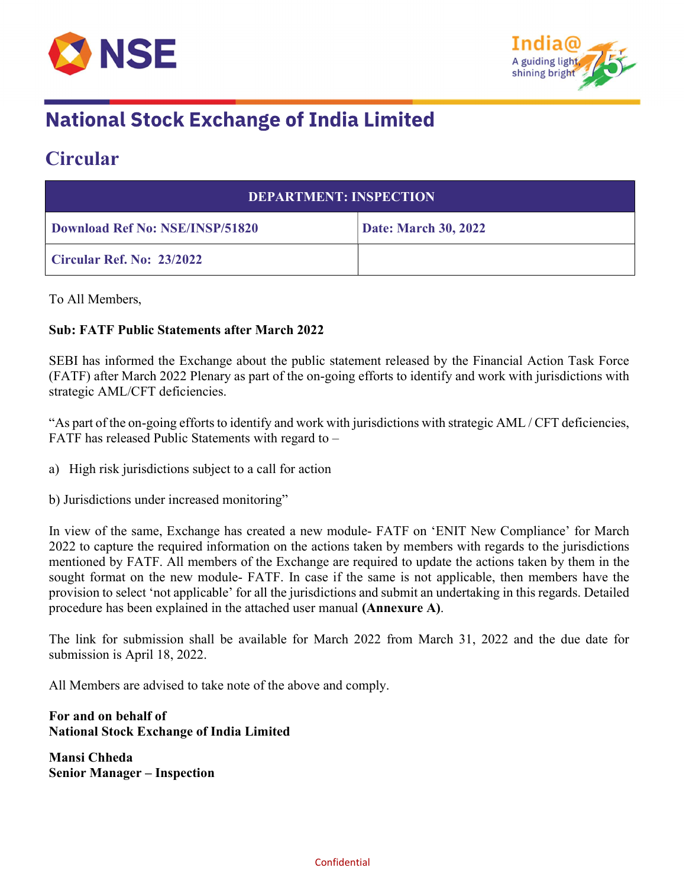# National Stock Exchange of India Limited

## Circular

| DEPARTMENT: INSPECTION | |
|---|---|
| **Download Ref No: NSE/INSP/51820** | **Date: March 30, 2022** |
| **Circular Ref. No: 23/2022** | |

To All Members,

**Sub: FATF Public Statements after March 2022**

SEBI has informed the Exchange about the public statement released by the Financial Action Task Force (FATF) after March 2022 Plenary as part of the on-going efforts to identify and work with jurisdictions with strategic AML/CFT deficiencies.

"As part of the on-going efforts to identify and work with jurisdictions with strategic AML / CFT deficiencies, FATF has released Public Statements with regard to –

a) High risk jurisdictions subject to a call for action

b) Jurisdictions under increased monitoring"

In view of the same, Exchange has created a new module- FATF on 'ENIT New Compliance' for March 2022 to capture the required information on the actions taken by members with regards to the jurisdictions mentioned by FATF. All members of the Exchange are required to update the actions taken by them in the sought format on the new module- FATF. In case if the same is not applicable, then members have the provision to select 'not applicable' for all the jurisdictions and submit an undertaking in this regards. Detailed procedure has been explained in the attached user manual **(Annexure A)**.

The link for submission shall be available for March 2022 from March 31, 2022 and the due date for submission is April 18, 2022.

All Members are advised to take note of the above and comply.

**For and on behalf of**
**National Stock Exchange of India Limited**

**Mansi Chheda**
**Senior Manager – Inspection**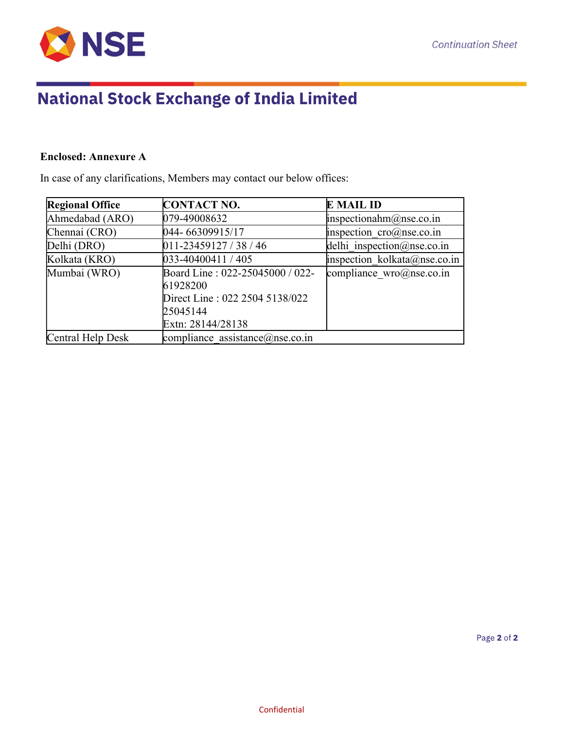**Enclosed: Annexure A**

In case of any clarifications, Members may contact our below offices:

| Regional Office | CONTACT NO. | E MAIL ID |
|---|---|---|
| Ahmedabad (ARO) | 079-49008632 | inspectionahm@nse.co.in |
| Chennai (CRO) | 044- 66309915/17 | inspection_cro@nse.co.in |
| Delhi (DRO) | 011-23459127 / 38 / 46 | delhi_inspection@nse.co.in |
| Kolkata (KRO) | 033-40400411 / 405 | inspection_kolkata@nse.co.in |
| Mumbai (WRO) | Board Line : 022-25045000 / 022-61928200<br>Direct Line : 022 2504 5138/022 25045144<br>Extn: 28144/28138 | compliance_wro@nse.co.in |
| Central Help Desk | compliance_assistance@nse.co.in | |